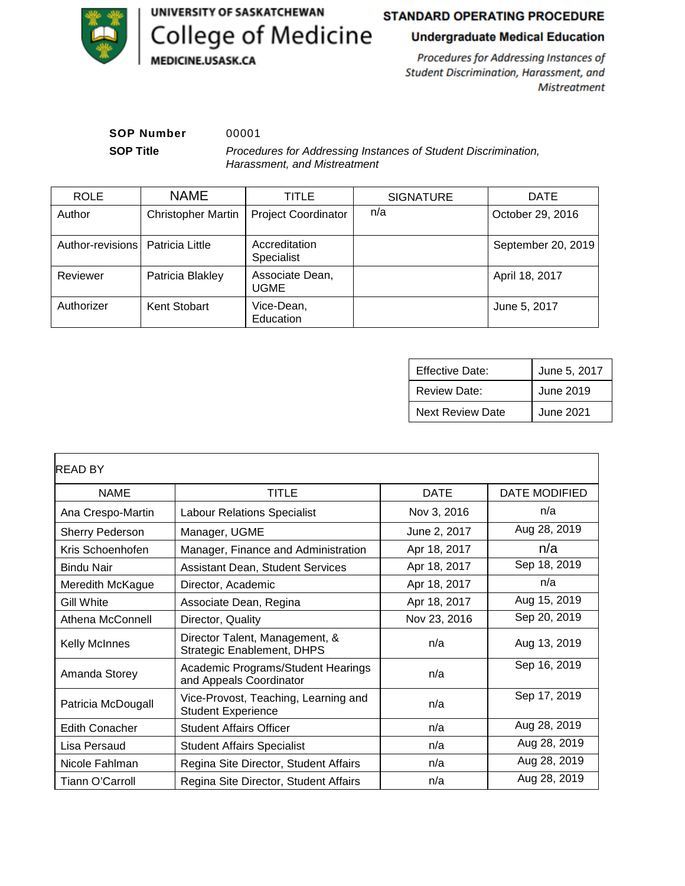UNIVERSITY OF SASKATCHEWAN
College of Medicine
MEDICINE.USASK.CA

**STANDARD OPERATING PROCEDURE**

**Undergraduate Medical Education**

*Procedures for Addressing Instances of Student Discrimination, Harassment, and Mistreatment*

| | |
|---|---|
| **SOP Number** | 00001 |
| **SOP Title** | *Procedures for Addressing Instances of Student Discrimination, Harassment, and Mistreatment* |

| ROLE | NAME | TITLE | SIGNATURE | DATE |
|---|---|---|---|---|
| Author | Christopher Martin | Project Coordinator | n/a | October 29, 2016 |
| Author-revisions | Patricia Little | Accreditation Specialist | | September 20, 2019 |
| Reviewer | Patricia Blakley | Associate Dean, UGME | | April 18, 2017 |
| Authorizer | Kent Stobart | Vice-Dean, Education | | June 5, 2017 |

| | |
|---|---|
| Effective Date: | June 5, 2017 |
| Review Date: | June 2019 |
| Next Review Date | June 2021 |

READ BY

| NAME | TITLE | DATE | DATE MODIFIED |
|---|---|---|---|
| Ana Crespo-Martin | Labour Relations Specialist | Nov 3, 2016 | n/a |
| Sherry Pederson | Manager, UGME | June 2, 2017 | Aug 28, 2019 |
| Kris Schoenhofen | Manager, Finance and Administration | Apr 18, 2017 | n/a |
| Bindu Nair | Assistant Dean, Student Services | Apr 18, 2017 | Sep 18, 2019 |
| Meredith McKague | Director, Academic | Apr 18, 2017 | n/a |
| Gill White | Associate Dean, Regina | Apr 18, 2017 | Aug 15, 2019 |
| Athena McConnell | Director, Quality | Nov 23, 2016 | Sep 20, 2019 |
| Kelly McInnes | Director Talent, Management, & Strategic Enablement, DHPS | n/a | Aug 13, 2019 |
| Amanda Storey | Academic Programs/Student Hearings and Appeals Coordinator | n/a | Sep 16, 2019 |
| Patricia McDougall | Vice-Provost, Teaching, Learning and Student Experience | n/a | Sep 17, 2019 |
| Edith Conacher | Student Affairs Officer | n/a | Aug 28, 2019 |
| Lisa Persaud | Student Affairs Specialist | n/a | Aug 28, 2019 |
| Nicole Fahlman | Regina Site Director, Student Affairs | n/a | Aug 28, 2019 |
| Tiann O'Carroll | Regina Site Director, Student Affairs | n/a | Aug 28, 2019 |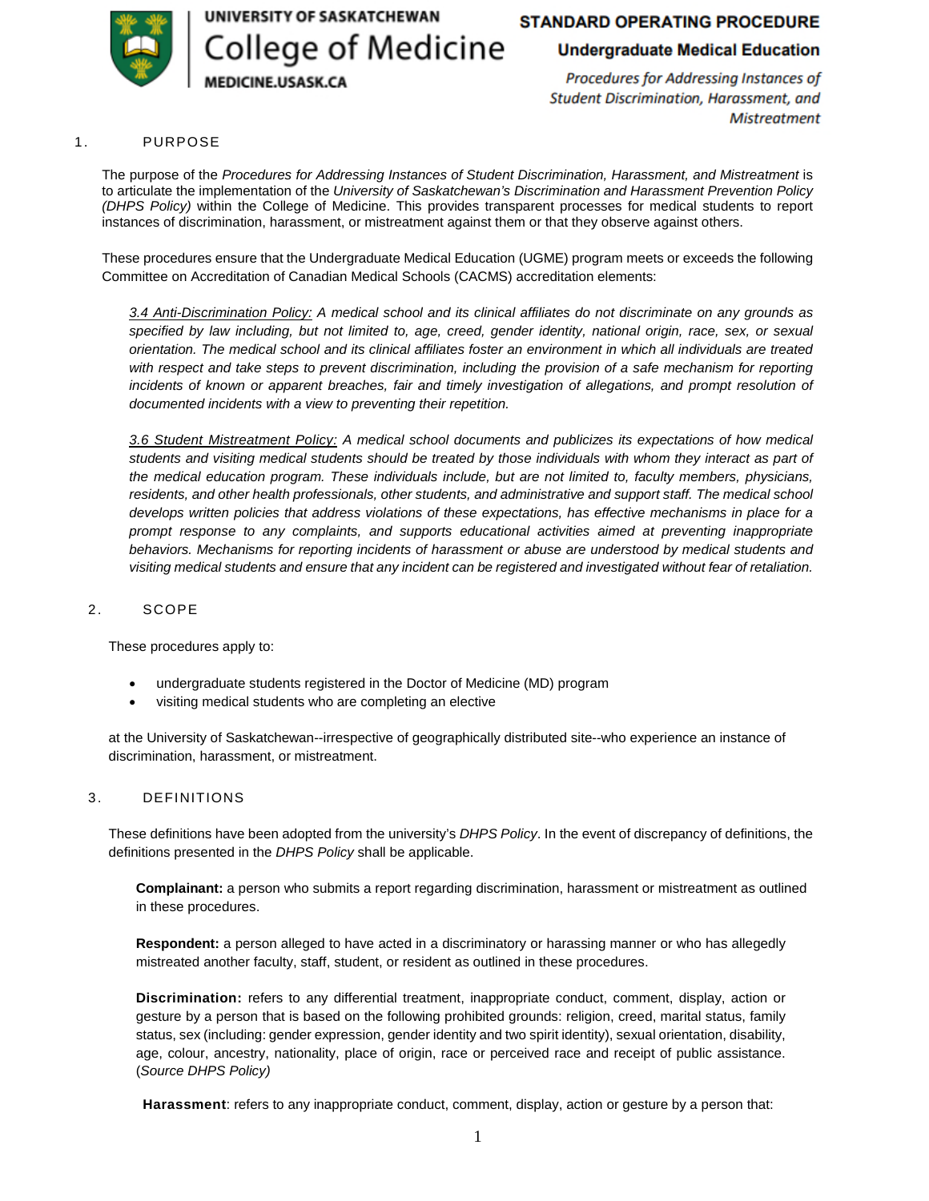## 1. PURPOSE

The purpose of the *Procedures for Addressing Instances of Student Discrimination, Harassment, and Mistreatment* is to articulate the implementation of the *University of Saskatchewan's Discrimination and Harassment Prevention Policy (DHPS Policy)* within the College of Medicine. This provides transparent processes for medical students to report instances of discrimination, harassment, or mistreatment against them or that they observe against others.

These procedures ensure that the Undergraduate Medical Education (UGME) program meets or exceeds the following Committee on Accreditation of Canadian Medical Schools (CACMS) accreditation elements:

> *3.4 Anti-Discrimination Policy: A medical school and its clinical affiliates do not discriminate on any grounds as specified by law including, but not limited to, age, creed, gender identity, national origin, race, sex, or sexual orientation. The medical school and its clinical affiliates foster an environment in which all individuals are treated with respect and take steps to prevent discrimination, including the provision of a safe mechanism for reporting incidents of known or apparent breaches, fair and timely investigation of allegations, and prompt resolution of documented incidents with a view to preventing their repetition.*
>
> *3.6 Student Mistreatment Policy: A medical school documents and publicizes its expectations of how medical students and visiting medical students should be treated by those individuals with whom they interact as part of the medical education program. These individuals include, but are not limited to, faculty members, physicians, residents, and other health professionals, other students, and administrative and support staff. The medical school develops written policies that address violations of these expectations, has effective mechanisms in place for a prompt response to any complaints, and supports educational activities aimed at preventing inappropriate behaviors. Mechanisms for reporting incidents of harassment or abuse are understood by medical students and visiting medical students and ensure that any incident can be registered and investigated without fear of retaliation.*

## 2. SCOPE

These procedures apply to:

- undergraduate students registered in the Doctor of Medicine (MD) program
- visiting medical students who are completing an elective

at the University of Saskatchewan--irrespective of geographically distributed site--who experience an instance of discrimination, harassment, or mistreatment.

## 3. DEFINITIONS

These definitions have been adopted from the university's *DHPS Policy*. In the event of discrepancy of definitions, the definitions presented in the *DHPS Policy* shall be applicable.

**Complainant:** a person who submits a report regarding discrimination, harassment or mistreatment as outlined in these procedures.

**Respondent:** a person alleged to have acted in a discriminatory or harassing manner or who has allegedly mistreated another faculty, staff, student, or resident as outlined in these procedures.

**Discrimination:** refers to any differential treatment, inappropriate conduct, comment, display, action or gesture by a person that is based on the following prohibited grounds: religion, creed, marital status, family status, sex (including: gender expression, gender identity and two spirit identity), sexual orientation, disability, age, colour, ancestry, nationality, place of origin, race or perceived race and receipt of public assistance. (*Source DHPS Policy)*

**Harassment**: refers to any inappropriate conduct, comment, display, action or gesture by a person that: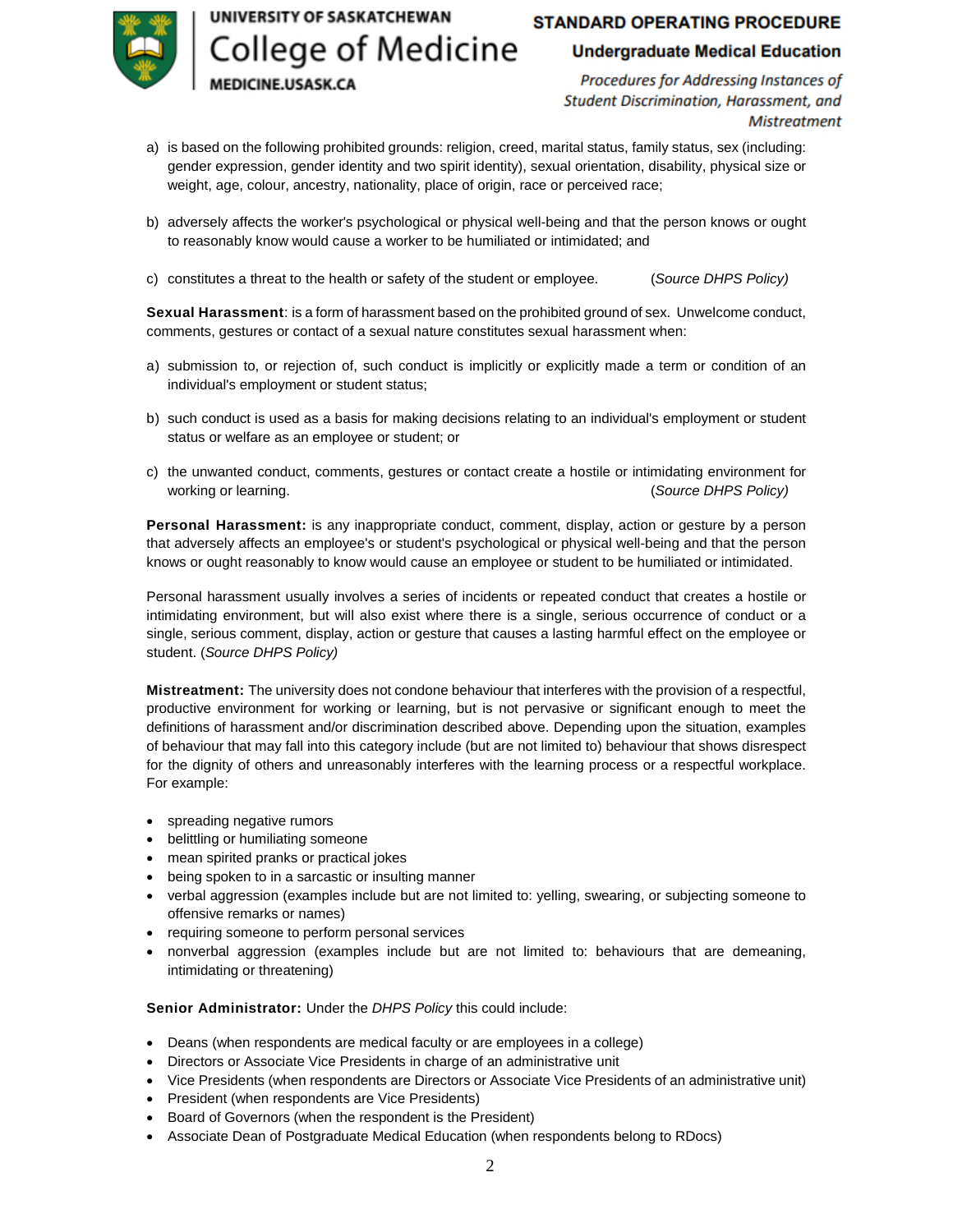a) is based on the following prohibited grounds: religion, creed, marital status, family status, sex (including: gender expression, gender identity and two spirit identity), sexual orientation, disability, physical size or weight, age, colour, ancestry, nationality, place of origin, race or perceived race;

b) adversely affects the worker's psychological or physical well-being and that the person knows or ought to reasonably know would cause a worker to be humiliated or intimidated; and

c) constitutes a threat to the health or safety of the student or employee. (*Source DHPS Policy)*

**Sexual Harassment**: is a form of harassment based on the prohibited ground of sex. Unwelcome conduct, comments, gestures or contact of a sexual nature constitutes sexual harassment when:

a) submission to, or rejection of, such conduct is implicitly or explicitly made a term or condition of an individual's employment or student status;

b) such conduct is used as a basis for making decisions relating to an individual's employment or student status or welfare as an employee or student; or

c) the unwanted conduct, comments, gestures or contact create a hostile or intimidating environment for working or learning. (*Source DHPS Policy)*

**Personal Harassment:** is any inappropriate conduct, comment, display, action or gesture by a person that adversely affects an employee's or student's psychological or physical well-being and that the person knows or ought reasonably to know would cause an employee or student to be humiliated or intimidated.

Personal harassment usually involves a series of incidents or repeated conduct that creates a hostile or intimidating environment, but will also exist where there is a single, serious occurrence of conduct or a single, serious comment, display, action or gesture that causes a lasting harmful effect on the employee or student. (*Source DHPS Policy)*

**Mistreatment:** The university does not condone behaviour that interferes with the provision of a respectful, productive environment for working or learning, but is not pervasive or significant enough to meet the definitions of harassment and/or discrimination described above. Depending upon the situation, examples of behaviour that may fall into this category include (but are not limited to) behaviour that shows disrespect for the dignity of others and unreasonably interferes with the learning process or a respectful workplace. For example:

- spreading negative rumors
- belittling or humiliating someone
- mean spirited pranks or practical jokes
- being spoken to in a sarcastic or insulting manner
- verbal aggression (examples include but are not limited to: yelling, swearing, or subjecting someone to offensive remarks or names)
- requiring someone to perform personal services
- nonverbal aggression (examples include but are not limited to: behaviours that are demeaning, intimidating or threatening)

**Senior Administrator:** Under the *DHPS Policy* this could include:

- Deans (when respondents are medical faculty or are employees in a college)
- Directors or Associate Vice Presidents in charge of an administrative unit
- Vice Presidents (when respondents are Directors or Associate Vice Presidents of an administrative unit)
- President (when respondents are Vice Presidents)
- Board of Governors (when the respondent is the President)
- Associate Dean of Postgraduate Medical Education (when respondents belong to RDocs)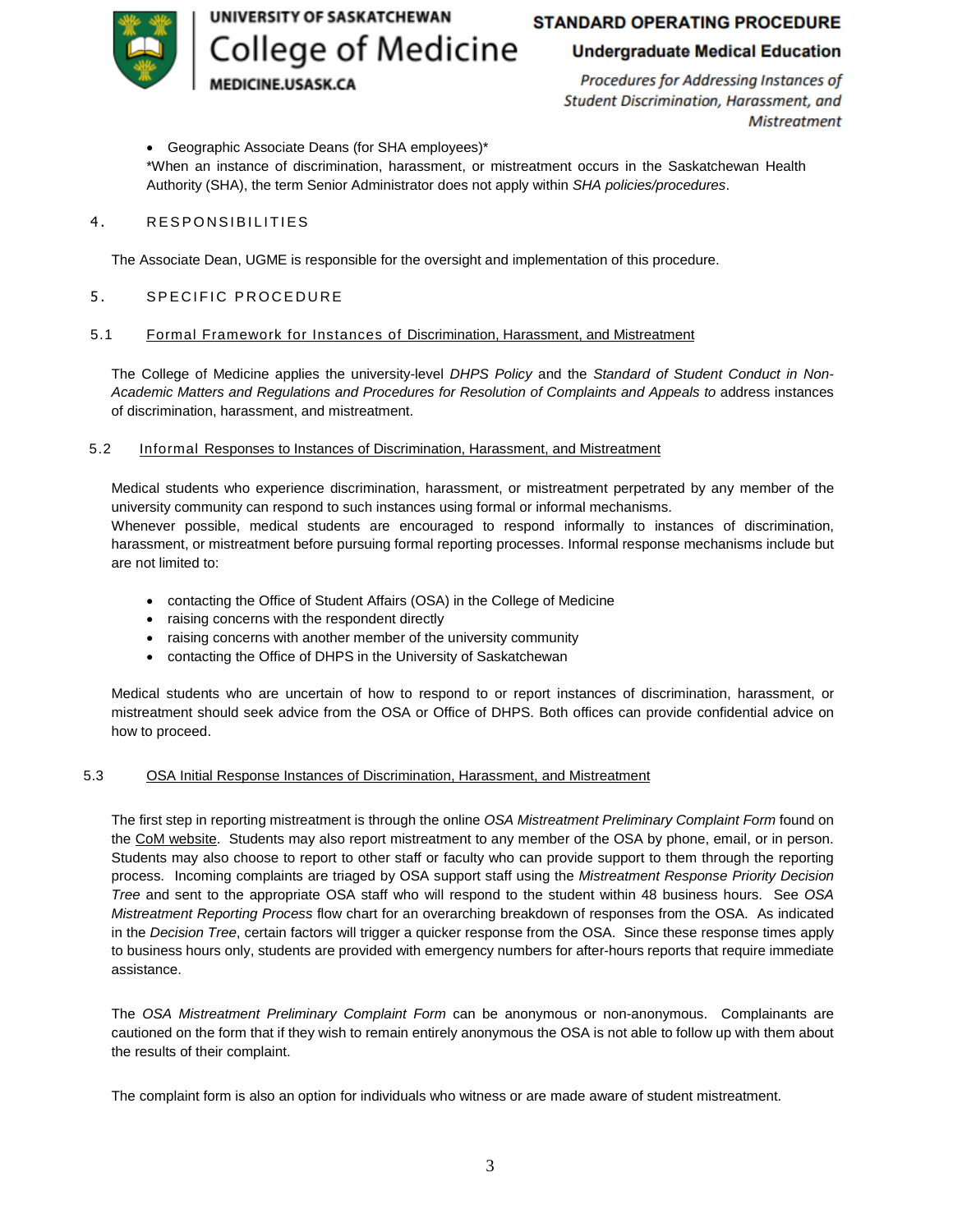- Geographic Associate Deans (for SHA employees)*

*When an instance of discrimination, harassment, or mistreatment occurs in the Saskatchewan Health Authority (SHA), the term Senior Administrator does not apply within *SHA policies/procedures*.

## 4. RESPONSIBILITIES

The Associate Dean, UGME is responsible for the oversight and implementation of this procedure.

## 5. SPECIFIC PROCEDURE

### 5.1 Formal Framework for Instances of Discrimination, Harassment, and Mistreatment

The College of Medicine applies the university-level *DHPS Policy* and the *Standard of Student Conduct in Non-Academic Matters and Regulations and Procedures for Resolution of Complaints and Appeals to* address instances of discrimination, harassment, and mistreatment.

### 5.2 Informal Responses to Instances of Discrimination, Harassment, and Mistreatment

Medical students who experience discrimination, harassment, or mistreatment perpetrated by any member of the university community can respond to such instances using formal or informal mechanisms.
Whenever possible, medical students are encouraged to respond informally to instances of discrimination, harassment, or mistreatment before pursuing formal reporting processes. Informal response mechanisms include but are not limited to:

- contacting the Office of Student Affairs (OSA) in the College of Medicine
- raising concerns with the respondent directly
- raising concerns with another member of the university community
- contacting the Office of DHPS in the University of Saskatchewan

Medical students who are uncertain of how to respond to or report instances of discrimination, harassment, or mistreatment should seek advice from the OSA or Office of DHPS. Both offices can provide confidential advice on how to proceed.

### 5.3 OSA Initial Response Instances of Discrimination, Harassment, and Mistreatment

The first step in reporting mistreatment is through the online *OSA Mistreatment Preliminary Complaint Form* found on the CoM website. Students may also report mistreatment to any member of the OSA by phone, email, or in person. Students may also choose to report to other staff or faculty who can provide support to them through the reporting process. Incoming complaints are triaged by OSA support staff using the *Mistreatment Response Priority Decision Tree* and sent to the appropriate OSA staff who will respond to the student within 48 business hours. See *OSA Mistreatment Reporting Process* flow chart for an overarching breakdown of responses from the OSA. As indicated in the *Decision Tree*, certain factors will trigger a quicker response from the OSA. Since these response times apply to business hours only, students are provided with emergency numbers for after-hours reports that require immediate assistance.

The *OSA Mistreatment Preliminary Complaint Form* can be anonymous or non-anonymous. Complainants are cautioned on the form that if they wish to remain entirely anonymous the OSA is not able to follow up with them about the results of their complaint.

The complaint form is also an option for individuals who witness or are made aware of student mistreatment.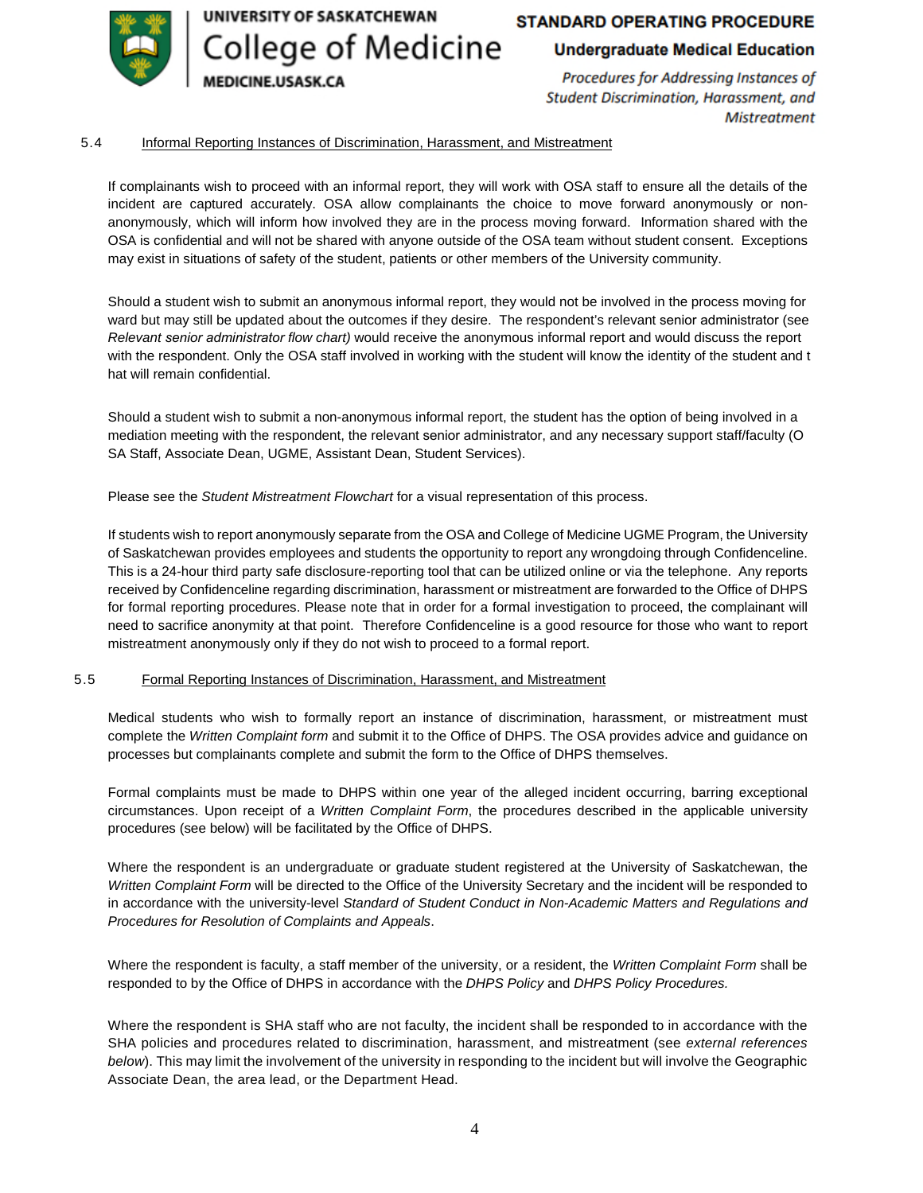### 5.4 Informal Reporting Instances of Discrimination, Harassment, and Mistreatment

If complainants wish to proceed with an informal report, they will work with OSA staff to ensure all the details of the incident are captured accurately. OSA allow complainants the choice to move forward anonymously or non-anonymously, which will inform how involved they are in the process moving forward. Information shared with the OSA is confidential and will not be shared with anyone outside of the OSA team without student consent. Exceptions may exist in situations of safety of the student, patients or other members of the University community.

Should a student wish to submit an anonymous informal report, they would not be involved in the process moving forward but may still be updated about the outcomes if they desire. The respondent's relevant senior administrator (see *Relevant senior administrator flow chart)* would receive the anonymous informal report and would discuss the report with the respondent. Only the OSA staff involved in working with the student will know the identity of the student and that will remain confidential.

Should a student wish to submit a non-anonymous informal report, the student has the option of being involved in a mediation meeting with the respondent, the relevant senior administrator, and any necessary support staff/faculty (OSA Staff, Associate Dean, UGME, Assistant Dean, Student Services).

Please see the *Student Mistreatment Flowchart* for a visual representation of this process.

If students wish to report anonymously separate from the OSA and College of Medicine UGME Program, the University of Saskatchewan provides employees and students the opportunity to report any wrongdoing through Confidenceline. This is a 24-hour third party safe disclosure-reporting tool that can be utilized online or via the telephone. Any reports received by Confidenceline regarding discrimination, harassment or mistreatment are forwarded to the Office of DHPS for formal reporting procedures. Please note that in order for a formal investigation to proceed, the complainant will need to sacrifice anonymity at that point. Therefore Confidenceline is a good resource for those who want to report mistreatment anonymously only if they do not wish to proceed to a formal report.

### 5.5 Formal Reporting Instances of Discrimination, Harassment, and Mistreatment

Medical students who wish to formally report an instance of discrimination, harassment, or mistreatment must complete the *Written Complaint form* and submit it to the Office of DHPS. The OSA provides advice and guidance on processes but complainants complete and submit the form to the Office of DHPS themselves.

Formal complaints must be made to DHPS within one year of the alleged incident occurring, barring exceptional circumstances. Upon receipt of a *Written Complaint Form*, the procedures described in the applicable university procedures (see below) will be facilitated by the Office of DHPS.

Where the respondent is an undergraduate or graduate student registered at the University of Saskatchewan, the *Written Complaint Form* will be directed to the Office of the University Secretary and the incident will be responded to in accordance with the university-level *Standard of Student Conduct in Non-Academic Matters and Regulations and Procedures for Resolution of Complaints and Appeals*.

Where the respondent is faculty, a staff member of the university, or a resident, the *Written Complaint Form* shall be responded to by the Office of DHPS in accordance with the *DHPS Policy* and *DHPS Policy Procedures.*

Where the respondent is SHA staff who are not faculty, the incident shall be responded to in accordance with the SHA policies and procedures related to discrimination, harassment, and mistreatment (see *external references below*). This may limit the involvement of the university in responding to the incident but will involve the Geographic Associate Dean, the area lead, or the Department Head.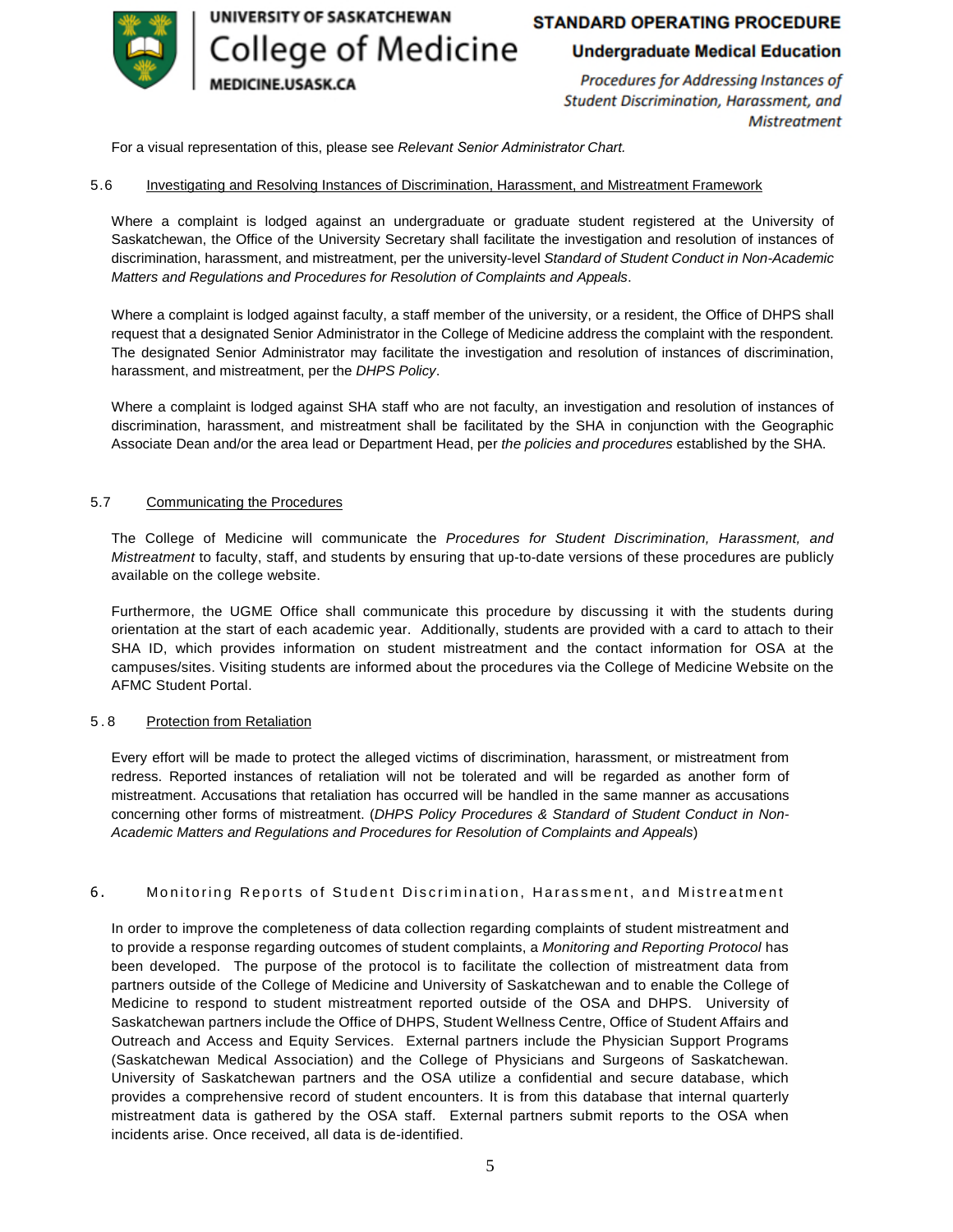For a visual representation of this, please see *Relevant Senior Administrator Chart.*

### 5.6 Investigating and Resolving Instances of Discrimination, Harassment, and Mistreatment Framework

Where a complaint is lodged against an undergraduate or graduate student registered at the University of Saskatchewan, the Office of the University Secretary shall facilitate the investigation and resolution of instances of discrimination, harassment, and mistreatment, per the university-level *Standard of Student Conduct in Non-Academic Matters and Regulations and Procedures for Resolution of Complaints and Appeals*.

Where a complaint is lodged against faculty, a staff member of the university, or a resident, the Office of DHPS shall request that a designated Senior Administrator in the College of Medicine address the complaint with the respondent. The designated Senior Administrator may facilitate the investigation and resolution of instances of discrimination, harassment, and mistreatment, per the *DHPS Policy*.

Where a complaint is lodged against SHA staff who are not faculty, an investigation and resolution of instances of discrimination, harassment, and mistreatment shall be facilitated by the SHA in conjunction with the Geographic Associate Dean and/or the area lead or Department Head, per *the policies and procedures* established by the SHA.

### 5.7 Communicating the Procedures

The College of Medicine will communicate the *Procedures for Student Discrimination, Harassment, and Mistreatment* to faculty, staff, and students by ensuring that up-to-date versions of these procedures are publicly available on the college website.

Furthermore, the UGME Office shall communicate this procedure by discussing it with the students during orientation at the start of each academic year. Additionally, students are provided with a card to attach to their SHA ID, which provides information on student mistreatment and the contact information for OSA at the campuses/sites. Visiting students are informed about the procedures via the College of Medicine Website on the AFMC Student Portal.

### 5.8 Protection from Retaliation

Every effort will be made to protect the alleged victims of discrimination, harassment, or mistreatment from redress. Reported instances of retaliation will not be tolerated and will be regarded as another form of mistreatment. Accusations that retaliation has occurred will be handled in the same manner as accusations concerning other forms of mistreatment. (*DHPS Policy Procedures & Standard of Student Conduct in Non-Academic Matters and Regulations and Procedures for Resolution of Complaints and Appeals*)

## 6. Monitoring Reports of Student Discrimination, Harassment, and Mistreatment

In order to improve the completeness of data collection regarding complaints of student mistreatment and to provide a response regarding outcomes of student complaints, a *Monitoring and Reporting Protocol* has been developed. The purpose of the protocol is to facilitate the collection of mistreatment data from partners outside of the College of Medicine and University of Saskatchewan and to enable the College of Medicine to respond to student mistreatment reported outside of the OSA and DHPS. University of Saskatchewan partners include the Office of DHPS, Student Wellness Centre, Office of Student Affairs and Outreach and Access and Equity Services. External partners include the Physician Support Programs (Saskatchewan Medical Association) and the College of Physicians and Surgeons of Saskatchewan. University of Saskatchewan partners and the OSA utilize a confidential and secure database, which provides a comprehensive record of student encounters. It is from this database that internal quarterly mistreatment data is gathered by the OSA staff. External partners submit reports to the OSA when incidents arise. Once received, all data is de-identified.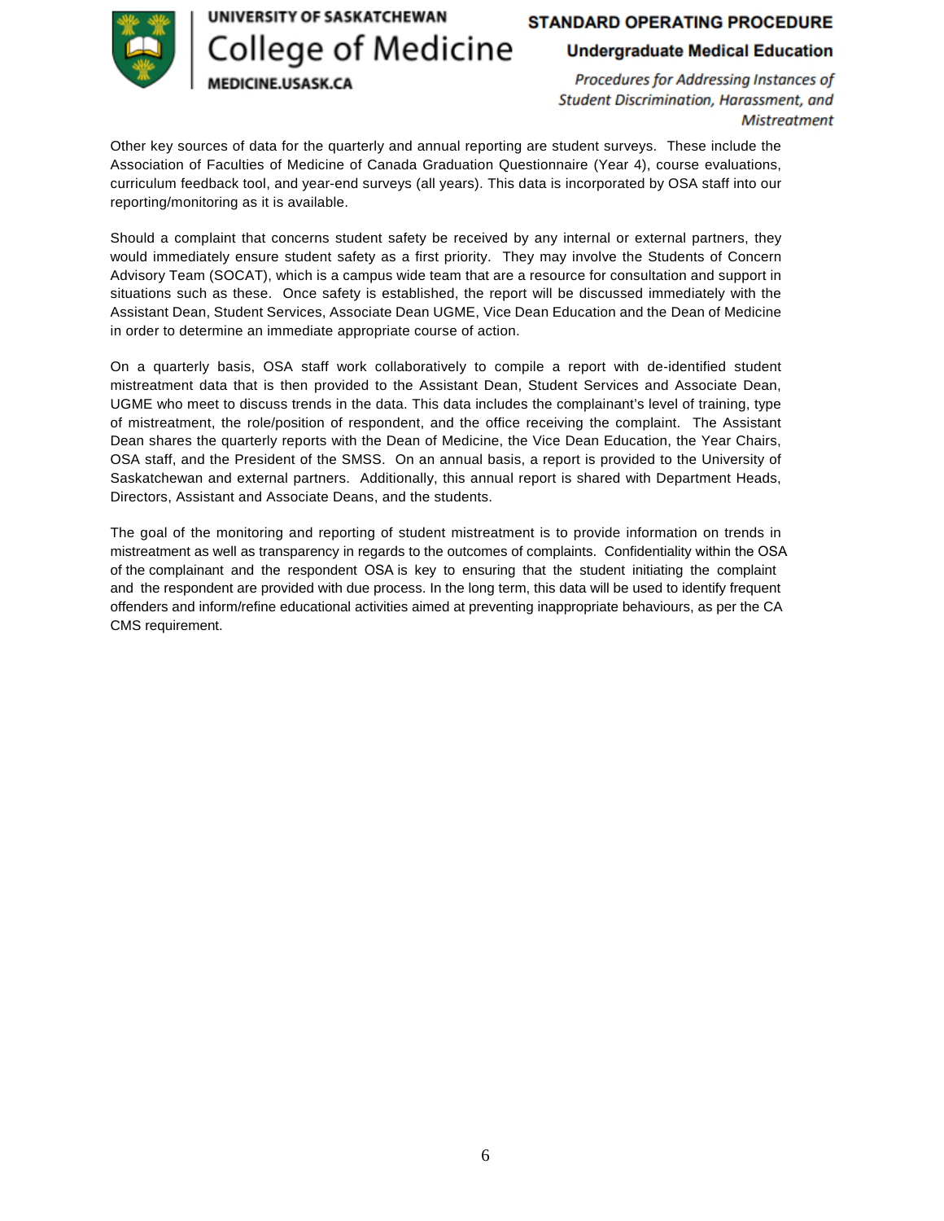Other key sources of data for the quarterly and annual reporting are student surveys. These include the Association of Faculties of Medicine of Canada Graduation Questionnaire (Year 4), course evaluations, curriculum feedback tool, and year-end surveys (all years). This data is incorporated by OSA staff into our reporting/monitoring as it is available.

Should a complaint that concerns student safety be received by any internal or external partners, they would immediately ensure student safety as a first priority. They may involve the Students of Concern Advisory Team (SOCAT), which is a campus wide team that are a resource for consultation and support in situations such as these. Once safety is established, the report will be discussed immediately with the Assistant Dean, Student Services, Associate Dean UGME, Vice Dean Education and the Dean of Medicine in order to determine an immediate appropriate course of action.

On a quarterly basis, OSA staff work collaboratively to compile a report with de-identified student mistreatment data that is then provided to the Assistant Dean, Student Services and Associate Dean, UGME who meet to discuss trends in the data. This data includes the complainant's level of training, type of mistreatment, the role/position of respondent, and the office receiving the complaint. The Assistant Dean shares the quarterly reports with the Dean of Medicine, the Vice Dean Education, the Year Chairs, OSA staff, and the President of the SMSS. On an annual basis, a report is provided to the University of Saskatchewan and external partners. Additionally, this annual report is shared with Department Heads, Directors, Assistant and Associate Deans, and the students.

The goal of the monitoring and reporting of student mistreatment is to provide information on trends in mistreatment as well as transparency in regards to the outcomes of complaints. Confidentiality within the OSA of the complainant and the respondent OSA is key to ensuring that the student initiating the complaint and the respondent are provided with due process. In the long term, this data will be used to identify frequent offenders and inform/refine educational activities aimed at preventing inappropriate behaviours, as per the CA CMS requirement.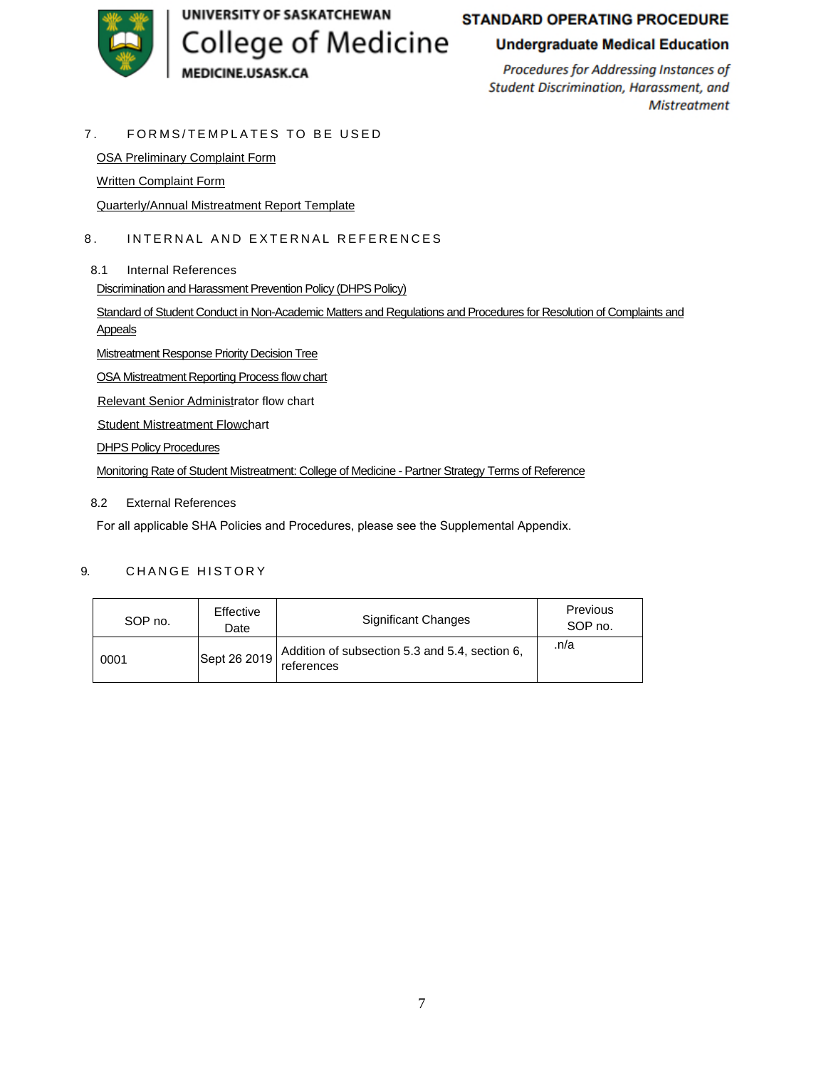## 7. FORMS/TEMPLATES TO BE USED

OSA Preliminary Complaint Form

Written Complaint Form

Quarterly/Annual Mistreatment Report Template

## 8. INTERNAL AND EXTERNAL REFERENCES

### 8.1 Internal References

Discrimination and Harassment Prevention Policy (DHPS Policy)

Standard of Student Conduct in Non-Academic Matters and Regulations and Procedures for Resolution of Complaints and Appeals

Mistreatment Response Priority Decision Tree

OSA Mistreatment Reporting Process flow chart

Relevant Senior Administrator flow chart

Student Mistreatment Flowchart

DHPS Policy Procedures

Monitoring Rate of Student Mistreatment: College of Medicine - Partner Strategy Terms of Reference

### 8.2 External References

For all applicable SHA Policies and Procedures, please see the Supplemental Appendix.

## 9. CHANGE HISTORY

| SOP no. | Effective Date | Significant Changes | Previous SOP no. |
|---|---|---|---|
| 0001 | Sept 26 2019 | Addition of subsection 5.3 and 5.4, section 6, references | .n/a |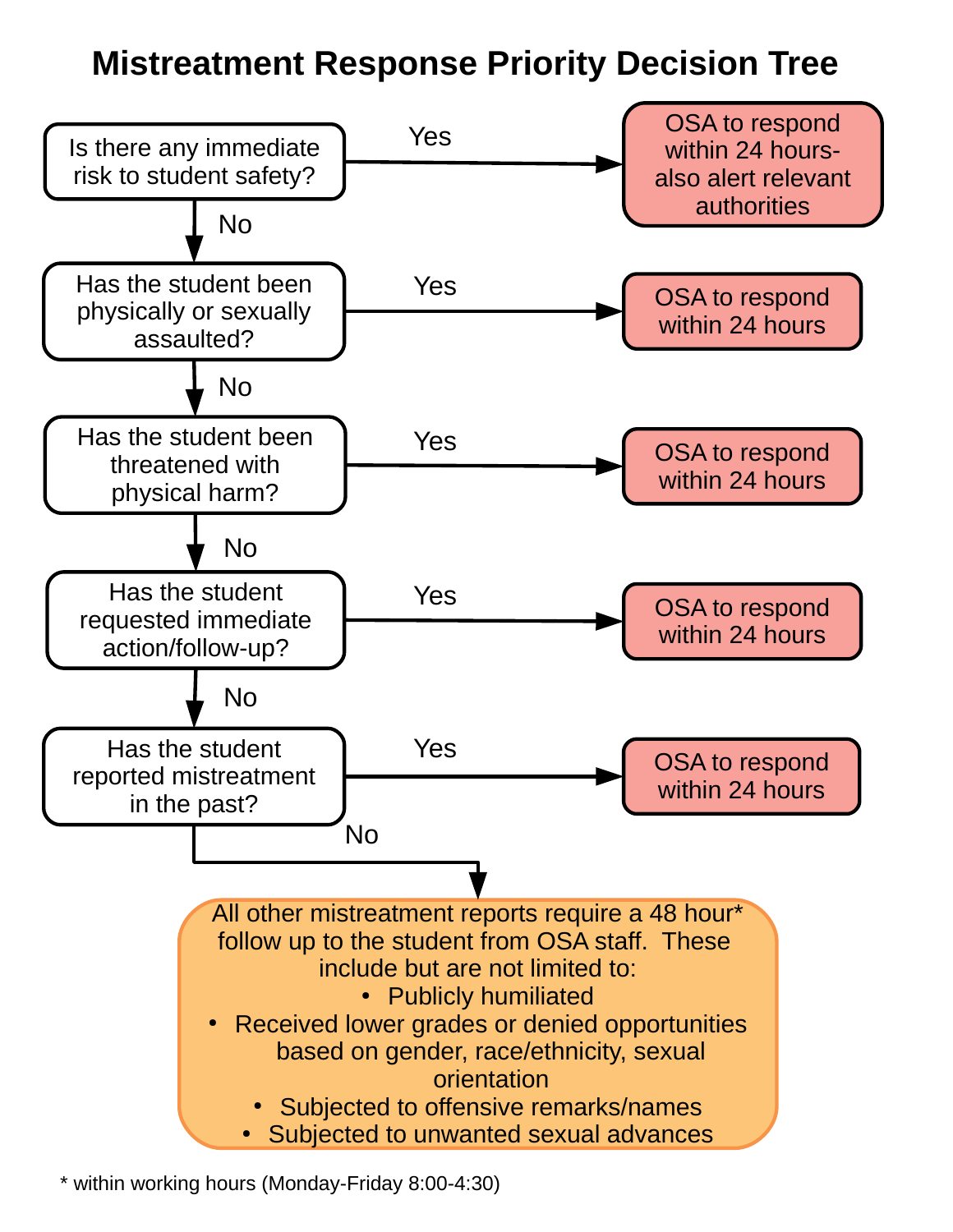# Mistreatment Response Priority Decision Tree

**Is there any immediate risk to student safety?**

- **Yes** → OSA to respond within 24 hours- also alert relevant authorities
- **No** → continue

**Has the student been physically or sexually assaulted?**

- **Yes** → OSA to respond within 24 hours
- **No** → continue

**Has the student been threatened with physical harm?**

- **Yes** → OSA to respond within 24 hours
- **No** → continue

**Has the student requested immediate action/follow-up?**

- **Yes** → OSA to respond within 24 hours
- **No** → continue

**Has the student reported mistreatment in the past?**

- **Yes** → OSA to respond within 24 hours
- **No** → continue

All other mistreatment reports require a 48 hour* follow up to the student from OSA staff. These include but are not limited to:

- Publicly humiliated
- Received lower grades or denied opportunities based on gender, race/ethnicity, sexual orientation
- Subjected to offensive remarks/names
- Subjected to unwanted sexual advances

\* within working hours (Monday-Friday 8:00-4:30)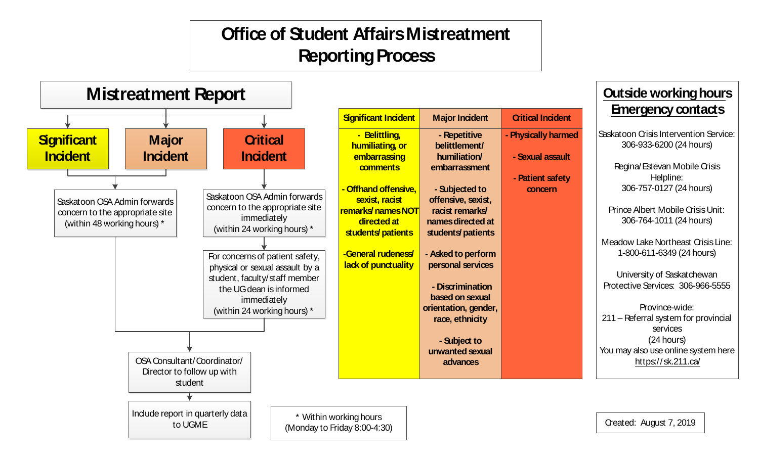# Office of Student Affairs Mistreatment Reporting Process

## Mistreatment Report

- **Significant Incident** / **Major Incident** → Saskatoon OSA Admin forwards concern to the appropriate site (within 48 working hours) *
- **Critical Incident** → Saskatoon OSA Admin forwards concern to the appropriate site immediately (within 24 working hours) *
  → For concerns of patient safety, physical or sexual assault by a student, faculty/staff member the UG dean is informed immediately (within 24 working hours) *

→ OSA Consultant/Coordinator/Director to follow up with student

→ Include report in quarterly data to UGME

| Significant Incident | Major Incident | Critical Incident |
|---|---|---|
| - Belittling, humiliating, or embarrassing comments | - Repetitive belittlement/ humiliation/ embarrassment | - Physically harmed |
| - Offhand offensive, sexist, racist remarks/ names NOT directed at students/ patients | - Subjected to offensive, sexist, racist remarks/ names directed at students/ patients | - Sexual assault |
| -General rudeness/ lack of punctuality | - Asked to perform personal services | - Patient safety concern |
| | - Discrimination based on sexual orientation, gender, race, ethnicity | |
| | - Subject to unwanted sexual advances | |

\* Within working hours (Monday to Friday 8:00-4:30)

## Outside working hours Emergency contacts

Saskatoon Crisis Intervention Service: 306-933-6200 (24 hours)

Regina/Estevan Mobile Crisis Helpline: 306-757-0127 (24 hours)

Prince Albert Mobile Crisis Unit: 306-764-1011 (24 hours)

Meadow Lake Northeast Crisis Line: 1-800-611-6349 (24 hours)

University of Saskatchewan Protective Services: 306-966-5555

Province-wide:
211 – Referral system for provincial services (24 hours)
You may also use online system here https://sk.211.ca/

Created: August 7, 2019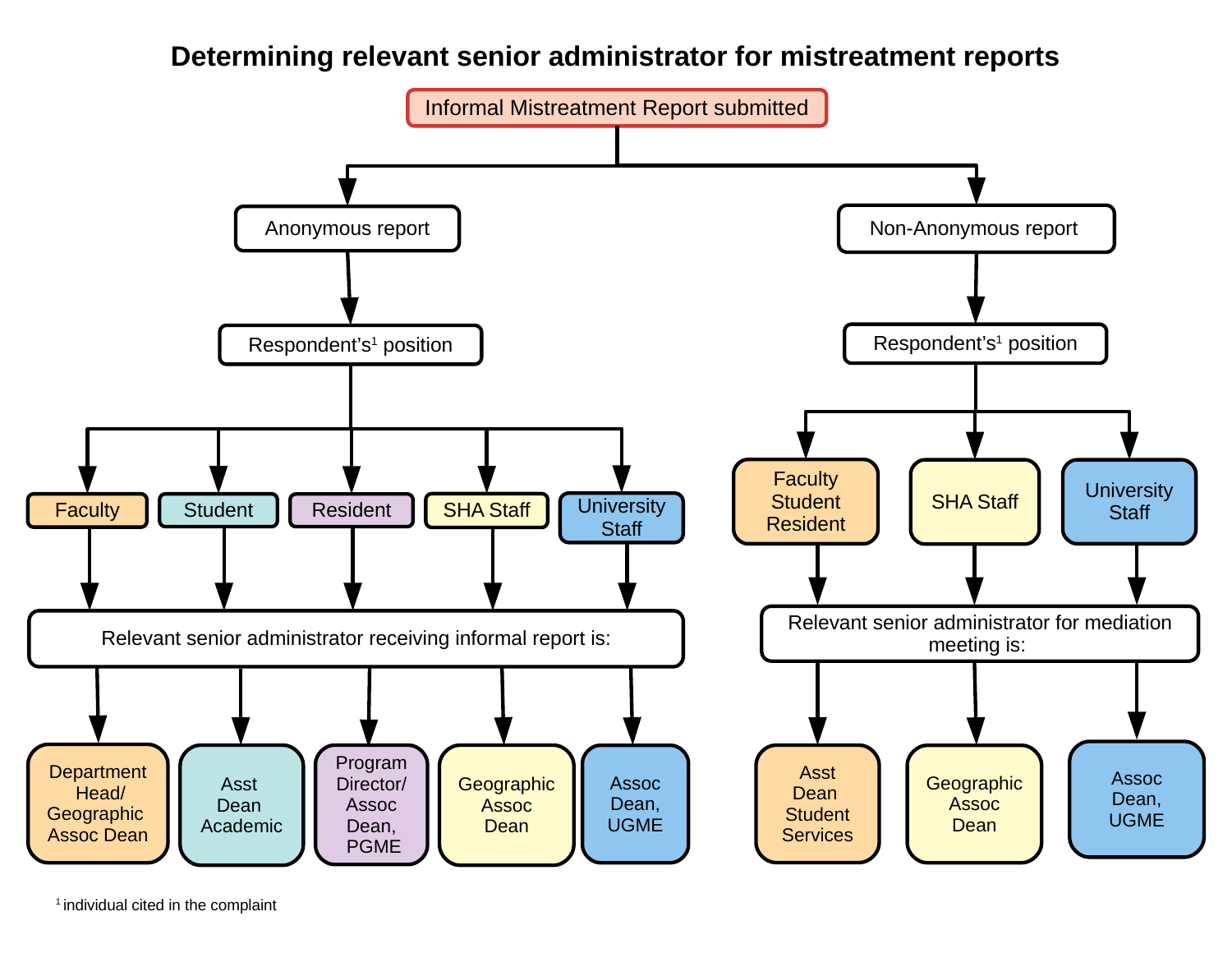# Determining relevant senior administrator for mistreatment reports

**Informal Mistreatment Report submitted**

## Anonymous report

Respondent's[1] position:

| Respondent's position | Relevant senior administrator receiving informal report is: |
| --- | --- |
| Faculty | Department Head/ Geographic Assoc Dean |
| Student | Asst Dean Academic |
| Resident | Program Director/ Assoc Dean, PGME |
| SHA Staff | Geographic Assoc Dean |
| University Staff | Assoc Dean, UGME |

## Non-Anonymous report

Respondent's[1] position:

| Respondent's position | Relevant senior administrator for mediation meeting is: |
| --- | --- |
| Faculty, Student, Resident | Asst Dean Student Services |
| SHA Staff | Geographic Assoc Dean |
| University Staff | Assoc Dean, UGME |

[1] individual cited in the complaint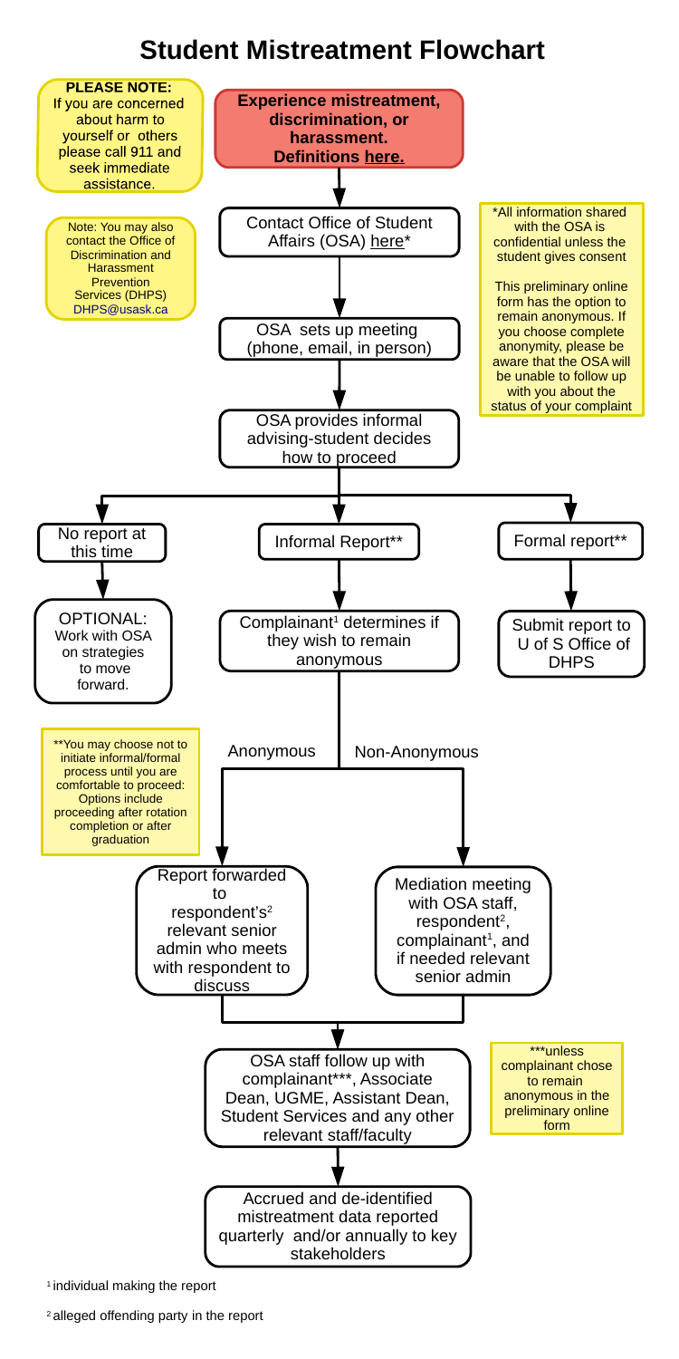# Student Mistreatment Flowchart

**PLEASE NOTE:** If you are concerned about harm to yourself or others please call 911 and seek immediate assistance.

**Experience mistreatment, discrimination, or harassment. Definitions here.**

↓

Contact Office of Student Affairs (OSA) here*

Note: You may also contact the Office of Discrimination and Harassment Prevention Services (DHPS) DHPS@usask.ca

*All information shared with the OSA is confidential unless the student gives consent

This preliminary online form has the option to remain anonymous. If you choose complete anonymity, please be aware that the OSA will be unable to follow up with you about the status of your complaint

↓

OSA sets up meeting (phone, email, in person)

↓

OSA provides informal advising-student decides how to proceed

↓

- **No report at this time** → OPTIONAL: Work with OSA on strategies to move forward.
- **Informal Report**** → Complainant[1] determines if they wish to remain anonymous
  - **Anonymous** → Report forwarded to respondent's[2] relevant senior admin who meets with respondent to discuss
  - **Non-Anonymous** → Mediation meeting with OSA staff, respondent[2], complainant[1], and if needed relevant senior admin
- **Formal report**** → Submit report to U of S Office of DHPS

**You may choose not to initiate informal/formal process until you are comfortable to proceed: Options include proceeding after rotation completion or after graduation

↓

OSA staff follow up with complainant***, Associate Dean, UGME, Assistant Dean, Student Services and any other relevant staff/faculty

***unless complainant chose to remain anonymous in the preliminary online form

↓

Accrued and de-identified mistreatment data reported quarterly and/or annually to key stakeholders

[1] individual making the report

[2] alleged offending party in the report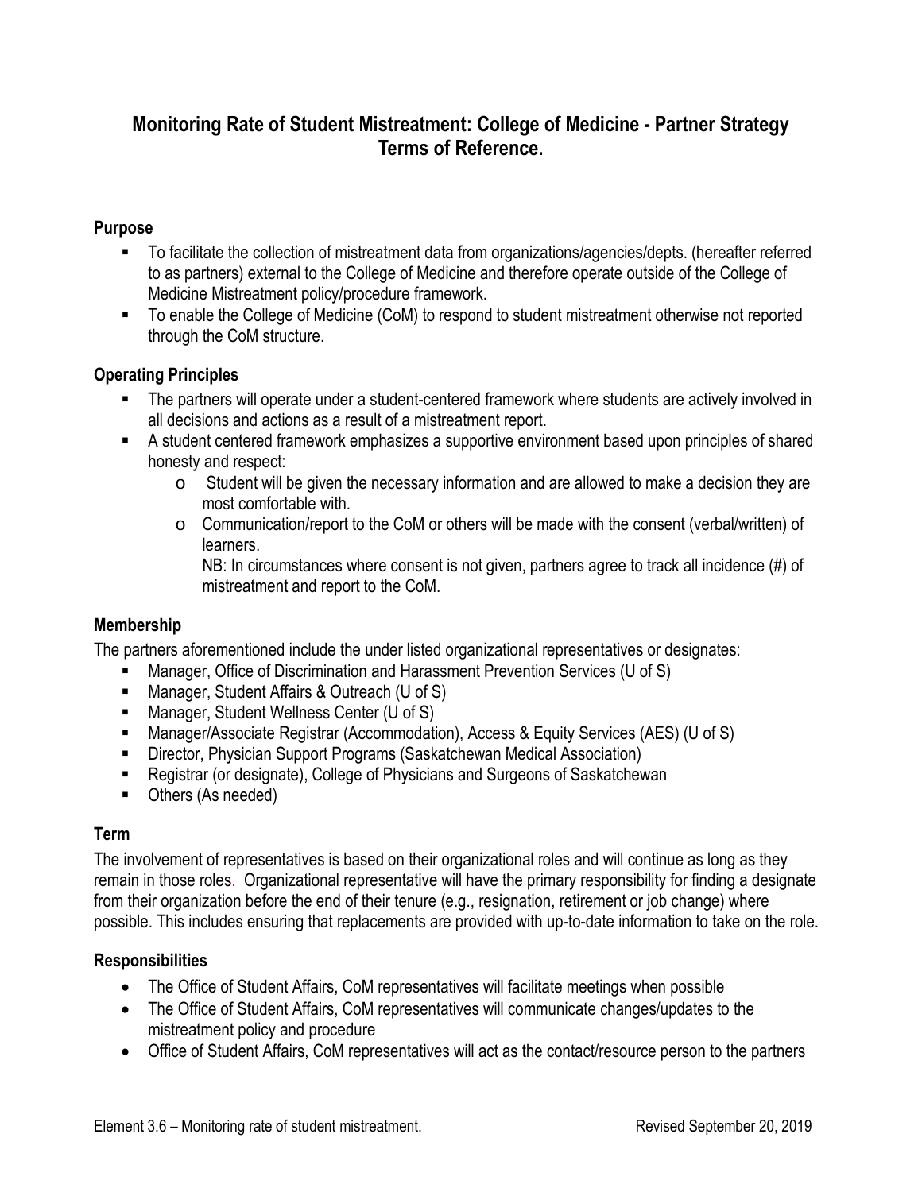# Monitoring Rate of Student Mistreatment: College of Medicine - Partner Strategy Terms of Reference.

## Purpose

- To facilitate the collection of mistreatment data from organizations/agencies/depts. (hereafter referred to as partners) external to the College of Medicine and therefore operate outside of the College of Medicine Mistreatment policy/procedure framework.
- To enable the College of Medicine (CoM) to respond to student mistreatment otherwise not reported through the CoM structure.

## Operating Principles

- The partners will operate under a student-centered framework where students are actively involved in all decisions and actions as a result of a mistreatment report.
- A student centered framework emphasizes a supportive environment based upon principles of shared honesty and respect:
  - Student will be given the necessary information and are allowed to make a decision they are most comfortable with.
  - Communication/report to the CoM or others will be made with the consent (verbal/written) of learners.

    NB: In circumstances where consent is not given, partners agree to track all incidence (#) of mistreatment and report to the CoM.

## Membership

The partners aforementioned include the under listed organizational representatives or designates:

- Manager, Office of Discrimination and Harassment Prevention Services (U of S)
- Manager, Student Affairs & Outreach (U of S)
- Manager, Student Wellness Center (U of S)
- Manager/Associate Registrar (Accommodation), Access & Equity Services (AES) (U of S)
- Director, Physician Support Programs (Saskatchewan Medical Association)
- Registrar (or designate), College of Physicians and Surgeons of Saskatchewan
- Others (As needed)

## Term

The involvement of representatives is based on their organizational roles and will continue as long as they remain in those roles. Organizational representative will have the primary responsibility for finding a designate from their organization before the end of their tenure (e.g., resignation, retirement or job change) where possible. This includes ensuring that replacements are provided with up-to-date information to take on the role.

## Responsibilities

- The Office of Student Affairs, CoM representatives will facilitate meetings when possible
- The Office of Student Affairs, CoM representatives will communicate changes/updates to the mistreatment policy and procedure
- Office of Student Affairs, CoM representatives will act as the contact/resource person to the partners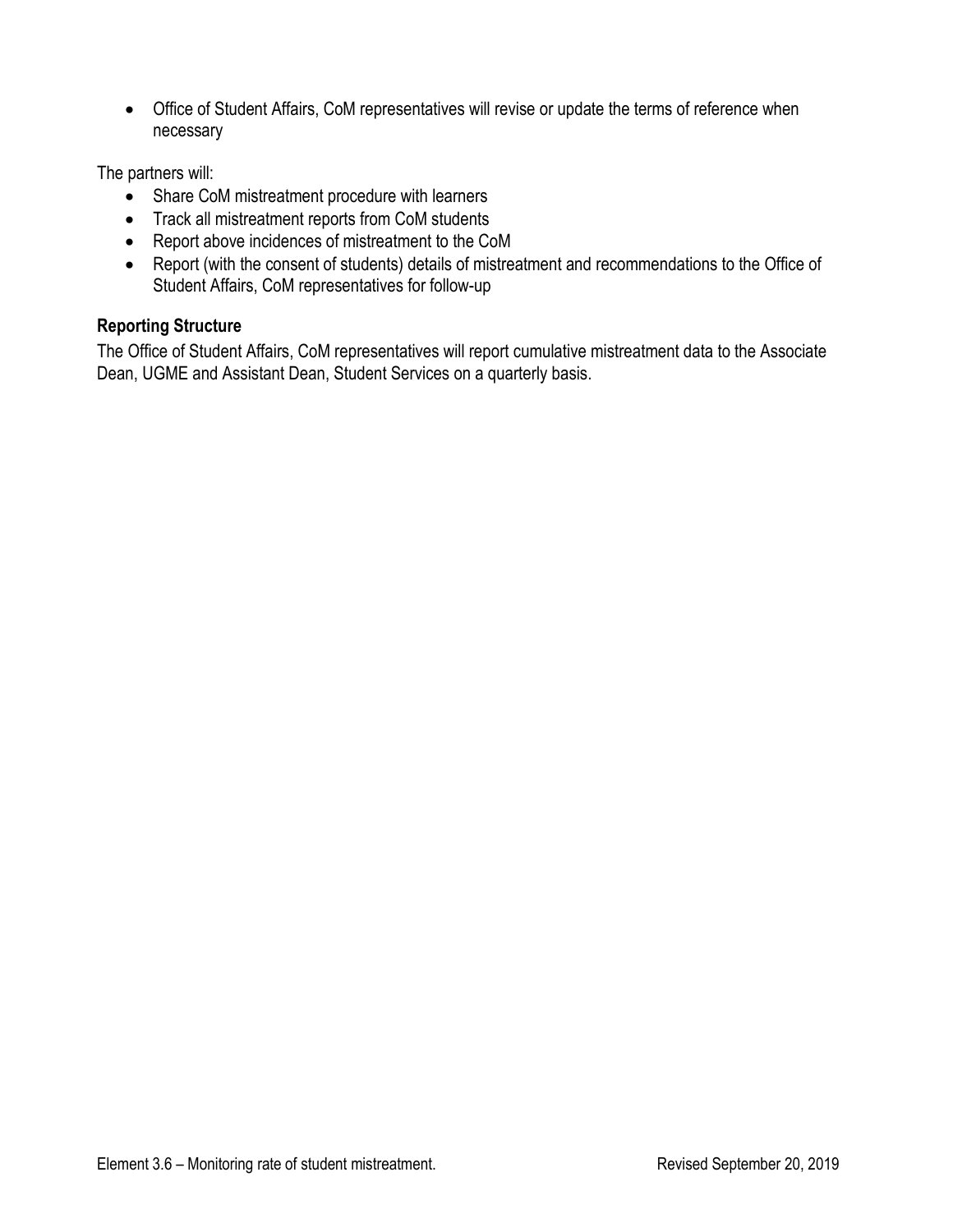- Office of Student Affairs, CoM representatives will revise or update the terms of reference when necessary

The partners will:

- Share CoM mistreatment procedure with learners
- Track all mistreatment reports from CoM students
- Report above incidences of mistreatment to the CoM
- Report (with the consent of students) details of mistreatment and recommendations to the Office of Student Affairs, CoM representatives for follow-up

**Reporting Structure**

The Office of Student Affairs, CoM representatives will report cumulative mistreatment data to the Associate Dean, UGME and Assistant Dean, Student Services on a quarterly basis.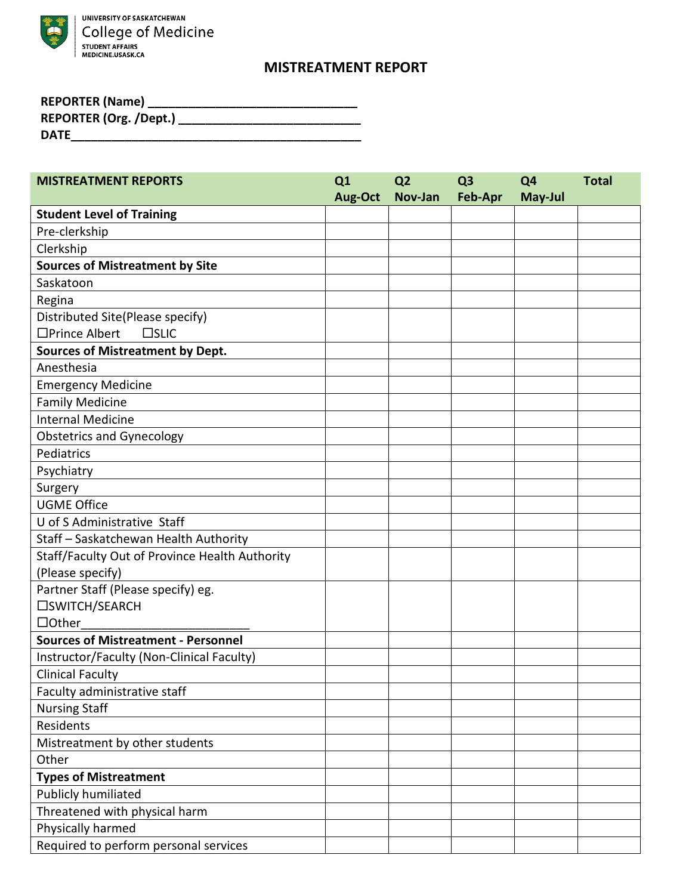UNIVERSITY OF SASKATCHEWAN
College of Medicine
STUDENT AFFAIRS
MEDICINE.USASK.CA

# MISTREATMENT REPORT

**REPORTER (Name)** ______________________________
**REPORTER (Org. /Dept.)** ___________________________
**DATE**__________________________________________

| MISTREATMENT REPORTS | Q1 Aug-Oct | Q2 Nov-Jan | Q3 Feb-Apr | Q4 May-Jul | Total |
|---|---|---|---|---|---|
| **Student Level of Training** | | | | | |
| Pre-clerkship | | | | | |
| Clerkship | | | | | |
| **Sources of Mistreatment by Site** | | | | | |
| Saskatoon | | | | | |
| Regina | | | | | |
| Distributed Site(Please specify) ☐Prince Albert ☐SLIC | | | | | |
| **Sources of Mistreatment by Dept.** | | | | | |
| Anesthesia | | | | | |
| Emergency Medicine | | | | | |
| Family Medicine | | | | | |
| Internal Medicine | | | | | |
| Obstetrics and Gynecology | | | | | |
| Pediatrics | | | | | |
| Psychiatry | | | | | |
| Surgery | | | | | |
| UGME Office | | | | | |
| U of S Administrative Staff | | | | | |
| Staff – Saskatchewan Health Authority | | | | | |
| Staff/Faculty Out of Province Health Authority (Please specify) | | | | | |
| Partner Staff (Please specify) eg. ☐SWITCH/SEARCH ☐Other_________________________ | | | | | |
| **Sources of Mistreatment - Personnel** | | | | | |
| Instructor/Faculty (Non-Clinical Faculty) | | | | | |
| Clinical Faculty | | | | | |
| Faculty administrative staff | | | | | |
| Nursing Staff | | | | | |
| Residents | | | | | |
| Mistreatment by other students | | | | | |
| Other | | | | | |
| **Types of Mistreatment** | | | | | |
| Publicly humiliated | | | | | |
| Threatened with physical harm | | | | | |
| Physically harmed | | | | | |
| Required to perform personal services | | | | | |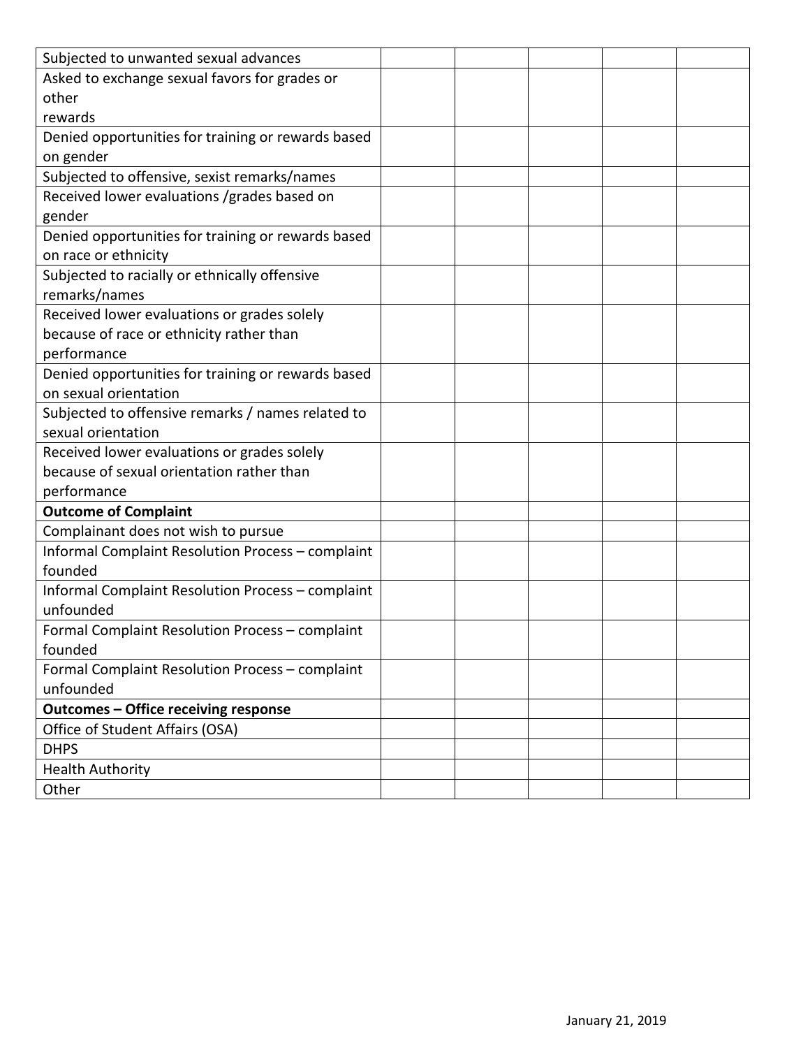| | | | | | |
|---|---|---|---|---|---|
| Subjected to unwanted sexual advances | | | | | |
| Asked to exchange sexual favors for grades or other rewards | | | | | |
| Denied opportunities for training or rewards based on gender | | | | | |
| Subjected to offensive, sexist remarks/names | | | | | |
| Received lower evaluations /grades based on gender | | | | | |
| Denied opportunities for training or rewards based on race or ethnicity | | | | | |
| Subjected to racially or ethnically offensive remarks/names | | | | | |
| Received lower evaluations or grades solely because of race or ethnicity rather than performance | | | | | |
| Denied opportunities for training or rewards based on sexual orientation | | | | | |
| Subjected to offensive remarks / names related to sexual orientation | | | | | |
| Received lower evaluations or grades solely because of sexual orientation rather than performance | | | | | |
| **Outcome of Complaint** | | | | | |
| Complainant does not wish to pursue | | | | | |
| Informal Complaint Resolution Process – complaint founded | | | | | |
| Informal Complaint Resolution Process – complaint unfounded | | | | | |
| Formal Complaint Resolution Process – complaint founded | | | | | |
| Formal Complaint Resolution Process – complaint unfounded | | | | | |
| **Outcomes – Office receiving response** | | | | | |
| Office of Student Affairs (OSA) | | | | | |
| DHPS | | | | | |
| Health Authority | | | | | |
| Other | | | | | |

January 21, 2019